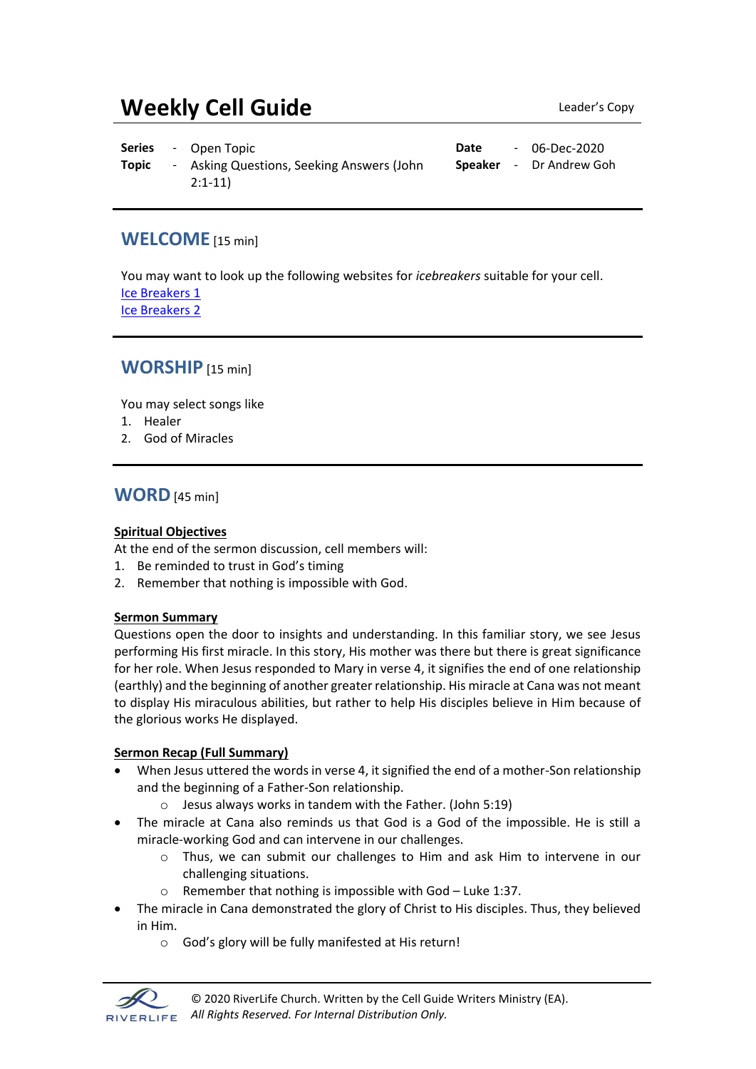# Weekly Cell Guide

Leader's Copy

| | | | | | |
|---|---|---|---|---|---|
| **Series** | - | Open Topic | **Date** | - | 06-Dec-2020 |
| **Topic** | - | Asking Questions, Seeking Answers (John 2:1-11) | **Speaker** | - | Dr Andrew Goh |

## WELCOME [15 min]

You may want to look up the following websites for *icebreakers* suitable for your cell.
Ice Breakers 1
Ice Breakers 2

## WORSHIP [15 min]

You may select songs like

1. Healer
2. God of Miracles

## WORD [45 min]

**Spiritual Objectives**

At the end of the sermon discussion, cell members will:

1. Be reminded to trust in God's timing
2. Remember that nothing is impossible with God.

**Sermon Summary**

Questions open the door to insights and understanding. In this familiar story, we see Jesus performing His first miracle. In this story, His mother was there but there is great significance for her role. When Jesus responded to Mary in verse 4, it signifies the end of one relationship (earthly) and the beginning of another greater relationship. His miracle at Cana was not meant to display His miraculous abilities, but rather to help His disciples believe in Him because of the glorious works He displayed.

**Sermon Recap (Full Summary)**

- When Jesus uttered the words in verse 4, it signified the end of a mother-Son relationship and the beginning of a Father-Son relationship.
    - Jesus always works in tandem with the Father. (John 5:19)
- The miracle at Cana also reminds us that God is a God of the impossible. He is still a miracle-working God and can intervene in our challenges.
    - Thus, we can submit our challenges to Him and ask Him to intervene in our challenging situations.
    - Remember that nothing is impossible with God – Luke 1:37.
- The miracle in Cana demonstrated the glory of Christ to His disciples. Thus, they believed in Him.
    - God's glory will be fully manifested at His return!

© 2020 RiverLife Church. Written by the Cell Guide Writers Ministry (EA).
*All Rights Reserved. For Internal Distribution Only.*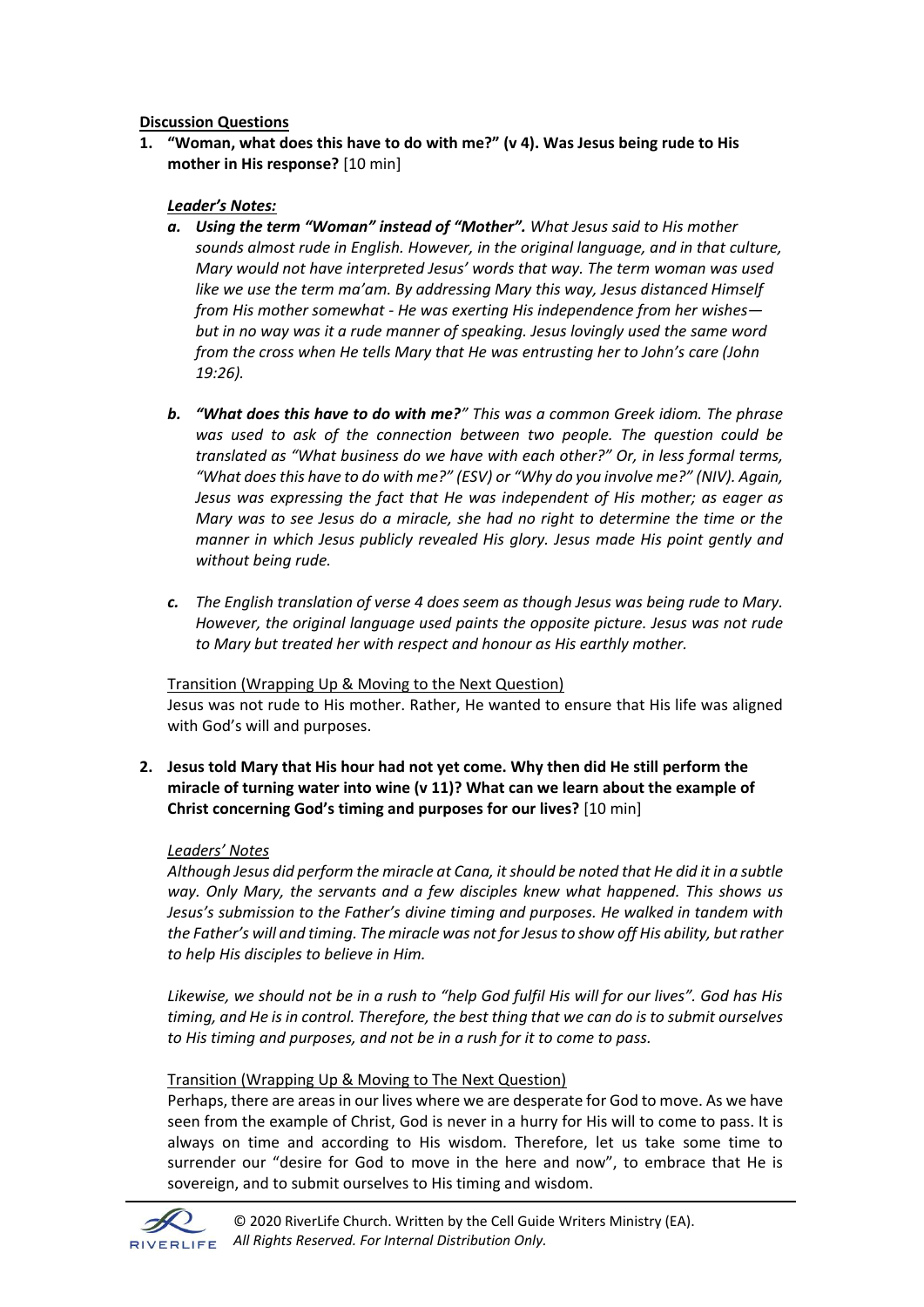**<u>Discussion Questions</u>**

1. **"Woman, what does this have to do with me?" (v 4). Was Jesus being rude to His mother in His response?** [10 min]

   ***<u>Leader's Notes:</u>***

   a. ***Using the term "Woman" instead of "Mother".*** *What Jesus said to His mother sounds almost rude in English. However, in the original language, and in that culture, Mary would not have interpreted Jesus' words that way. The term woman was used like we use the term ma'am. By addressing Mary this way, Jesus distanced Himself from His mother somewhat - He was exerting His independence from her wishes—but in no way was it a rude manner of speaking. Jesus lovingly used the same word from the cross when He tells Mary that He was entrusting her to John's care (John 19:26).*

   b. ***"What does this have to do with me?"*** *This was a common Greek idiom. The phrase was used to ask of the connection between two people. The question could be translated as "What business do we have with each other?" Or, in less formal terms, "What does this have to do with me?" (ESV) or "Why do you involve me?" (NIV). Again, Jesus was expressing the fact that He was independent of His mother; as eager as Mary was to see Jesus do a miracle, she had no right to determine the time or the manner in which Jesus publicly revealed His glory. Jesus made His point gently and without being rude.*

   c. *The English translation of verse 4 does seem as though Jesus was being rude to Mary. However, the original language used paints the opposite picture. Jesus was not rude to Mary but treated her with respect and honour as His earthly mother.*

   <u>Transition (Wrapping Up & Moving to the Next Question)</u>
   Jesus was not rude to His mother. Rather, He wanted to ensure that His life was aligned with God's will and purposes.

2. **Jesus told Mary that His hour had not yet come. Why then did He still perform the miracle of turning water into wine (v 11)? What can we learn about the example of Christ concerning God's timing and purposes for our lives?** [10 min]

   *<u>Leaders' Notes</u>*
   *Although Jesus did perform the miracle at Cana, it should be noted that He did it in a subtle way. Only Mary, the servants and a few disciples knew what happened. This shows us Jesus's submission to the Father's divine timing and purposes. He walked in tandem with the Father's will and timing. The miracle was not for Jesus to show off His ability, but rather to help His disciples to believe in Him.*

   *Likewise, we should not be in a rush to "help God fulfil His will for our lives". God has His timing, and He is in control. Therefore, the best thing that we can do is to submit ourselves to His timing and purposes, and not be in a rush for it to come to pass.*

   <u>Transition (Wrapping Up & Moving to The Next Question)</u>
   Perhaps, there are areas in our lives where we are desperate for God to move. As we have seen from the example of Christ, God is never in a hurry for His will to come to pass. It is always on time and according to His wisdom. Therefore, let us take some time to surrender our "desire for God to move in the here and now", to embrace that He is sovereign, and to submit ourselves to His timing and wisdom.

© 2020 RiverLife Church. Written by the Cell Guide Writers Ministry (EA).
*All Rights Reserved. For Internal Distribution Only.*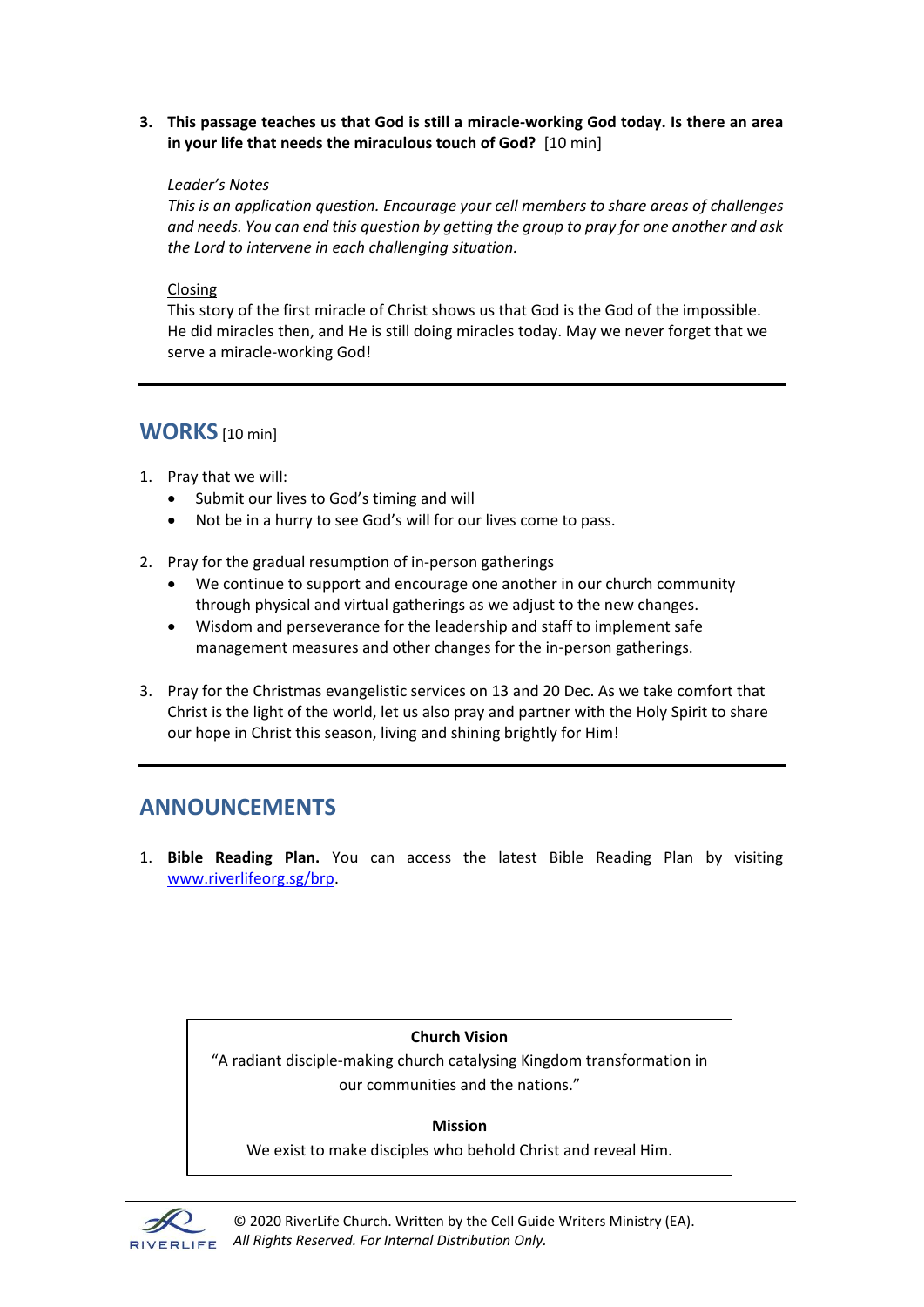3. **This passage teaches us that God is still a miracle-working God today. Is there an area in your life that needs the miraculous touch of God?** [10 min]

   *Leader's Notes*
   *This is an application question. Encourage your cell members to share areas of challenges and needs. You can end this question by getting the group to pray for one another and ask the Lord to intervene in each challenging situation.*

   Closing
   This story of the first miracle of Christ shows us that God is the God of the impossible. He did miracles then, and He is still doing miracles today. May we never forget that we serve a miracle-working God!

---

## WORKS [10 min]

1. Pray that we will:
   - Submit our lives to God's timing and will
   - Not be in a hurry to see God's will for our lives come to pass.

2. Pray for the gradual resumption of in-person gatherings
   - We continue to support and encourage one another in our church community through physical and virtual gatherings as we adjust to the new changes.
   - Wisdom and perseverance for the leadership and staff to implement safe management measures and other changes for the in-person gatherings.

3. Pray for the Christmas evangelistic services on 13 and 20 Dec. As we take comfort that Christ is the light of the world, let us also pray and partner with the Holy Spirit to share our hope in Christ this season, living and shining brightly for Him!

---

## ANNOUNCEMENTS

1. **Bible Reading Plan.** You can access the latest Bible Reading Plan by visiting www.riverlifeorg.sg/brp.

**Church Vision**
"A radiant disciple-making church catalysing Kingdom transformation in our communities and the nations."

**Mission**
We exist to make disciples who behold Christ and reveal Him.

---

© 2020 RiverLife Church. Written by the Cell Guide Writers Ministry (EA).
*All Rights Reserved. For Internal Distribution Only.*